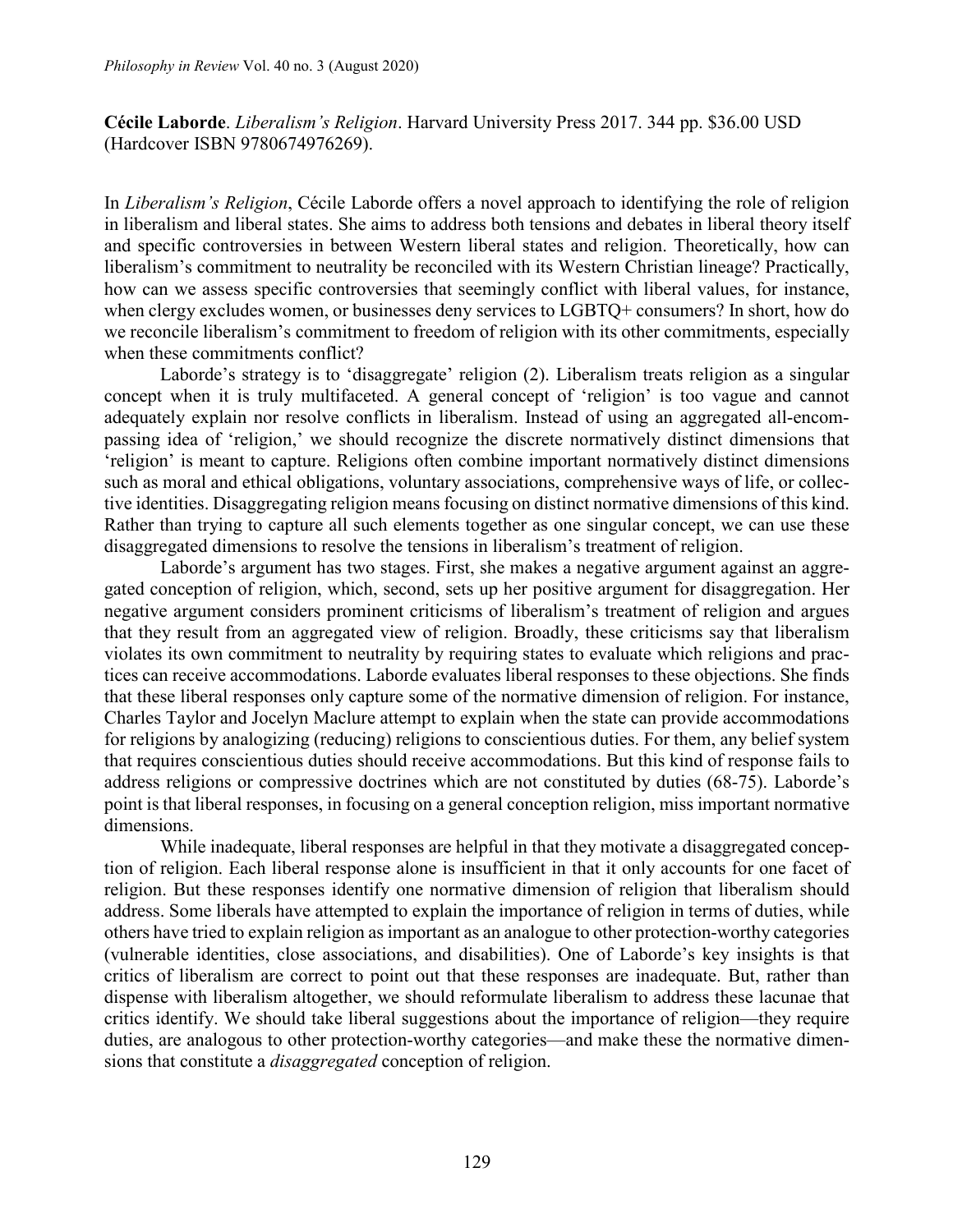**Cécile Laborde**. *Liberalism's Religion*. Harvard University Press 2017. 344 pp. $36.00 USD (Hardcover ISBN 9780674976269).

In *Liberalism's Religion*, Cécile Laborde offers a novel approach to identifying the role of religion in liberalism and liberal states. She aims to address both tensions and debates in liberal theory itself and specific controversies in between Western liberal states and religion. Theoretically, how can liberalism's commitment to neutrality be reconciled with its Western Christian lineage? Practically, how can we assess specific controversies that seemingly conflict with liberal values, for instance, when clergy excludes women, or businesses deny services to LGBTQ+ consumers? In short, how do we reconcile liberalism's commitment to freedom of religion with its other commitments, especially when these commitments conflict?

Laborde's strategy is to 'disaggregate' religion (2). Liberalism treats religion as a singular concept when it is truly multifaceted. A general concept of 'religion' is too vague and cannot adequately explain nor resolve conflicts in liberalism. Instead of using an aggregated all-encompassing idea of 'religion,' we should recognize the discrete normatively distinct dimensions that 'religion' is meant to capture. Religions often combine important normatively distinct dimensions such as moral and ethical obligations, voluntary associations, comprehensive ways of life, or collective identities. Disaggregating religion means focusing on distinct normative dimensions of this kind. Rather than trying to capture all such elements together as one singular concept, we can use these disaggregated dimensions to resolve the tensions in liberalism's treatment of religion.

Laborde's argument has two stages. First, she makes a negative argument against an aggregated conception of religion, which, second, sets up her positive argument for disaggregation. Her negative argument considers prominent criticisms of liberalism's treatment of religion and argues that they result from an aggregated view of religion. Broadly, these criticisms say that liberalism violates its own commitment to neutrality by requiring states to evaluate which religions and practices can receive accommodations. Laborde evaluates liberal responses to these objections. She finds that these liberal responses only capture some of the normative dimension of religion. For instance, Charles Taylor and Jocelyn Maclure attempt to explain when the state can provide accommodations for religions by analogizing (reducing) religions to conscientious duties. For them, any belief system that requires conscientious duties should receive accommodations. But this kind of response fails to address religions or compressive doctrines which are not constituted by duties (68-75). Laborde's point is that liberal responses, in focusing on a general conception religion, miss important normative dimensions.

While inadequate, liberal responses are helpful in that they motivate a disaggregated conception of religion. Each liberal response alone is insufficient in that it only accounts for one facet of religion. But these responses identify one normative dimension of religion that liberalism should address. Some liberals have attempted to explain the importance of religion in terms of duties, while others have tried to explain religion as important as an analogue to other protection-worthy categories (vulnerable identities, close associations, and disabilities). One of Laborde's key insights is that critics of liberalism are correct to point out that these responses are inadequate. But, rather than dispense with liberalism altogether, we should reformulate liberalism to address these lacunae that critics identify. We should take liberal suggestions about the importance of religion—they require duties, are analogous to other protection-worthy categories—and make these the normative dimensions that constitute a *disaggregated* conception of religion.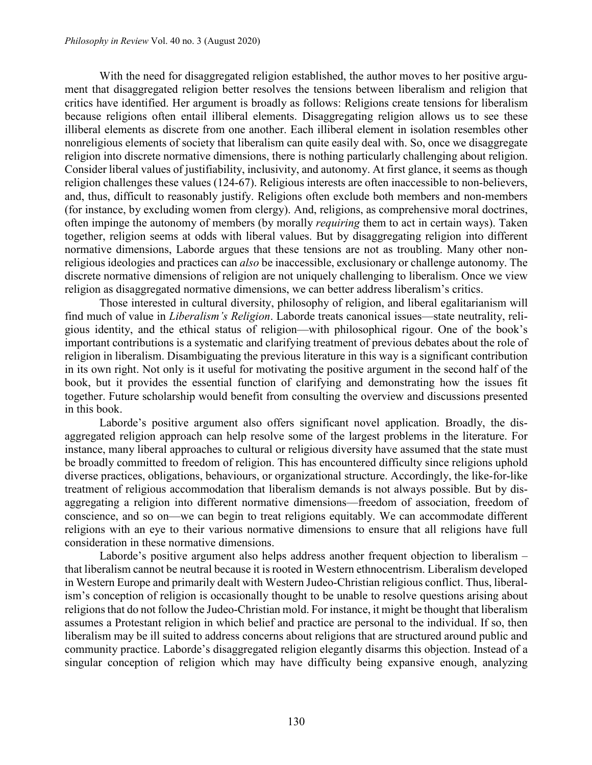With the need for disaggregated religion established, the author moves to her positive argument that disaggregated religion better resolves the tensions between liberalism and religion that critics have identified. Her argument is broadly as follows: Religions create tensions for liberalism because religions often entail illiberal elements. Disaggregating religion allows us to see these illiberal elements as discrete from one another. Each illiberal element in isolation resembles other nonreligious elements of society that liberalism can quite easily deal with. So, once we disaggregate religion into discrete normative dimensions, there is nothing particularly challenging about religion. Consider liberal values of justifiability, inclusivity, and autonomy. At first glance, it seems as though religion challenges these values (124-67). Religious interests are often inaccessible to non-believers, and, thus, difficult to reasonably justify. Religions often exclude both members and non-members (for instance, by excluding women from clergy). And, religions, as comprehensive moral doctrines, often impinge the autonomy of members (by morally *requiring* them to act in certain ways). Taken together, religion seems at odds with liberal values. But by disaggregating religion into different normative dimensions, Laborde argues that these tensions are not as troubling. Many other non-religious ideologies and practices can *also* be inaccessible, exclusionary or challenge autonomy. The discrete normative dimensions of religion are not uniquely challenging to liberalism. Once we view religion as disaggregated normative dimensions, we can better address liberalism's critics.

Those interested in cultural diversity, philosophy of religion, and liberal egalitarianism will find much of value in *Liberalism's Religion*. Laborde treats canonical issues—state neutrality, religious identity, and the ethical status of religion—with philosophical rigour. One of the book's important contributions is a systematic and clarifying treatment of previous debates about the role of religion in liberalism. Disambiguating the previous literature in this way is a significant contribution in its own right. Not only is it useful for motivating the positive argument in the second half of the book, but it provides the essential function of clarifying and demonstrating how the issues fit together. Future scholarship would benefit from consulting the overview and discussions presented in this book.

Laborde's positive argument also offers significant novel application. Broadly, the disaggregated religion approach can help resolve some of the largest problems in the literature. For instance, many liberal approaches to cultural or religious diversity have assumed that the state must be broadly committed to freedom of religion. This has encountered difficulty since religions uphold diverse practices, obligations, behaviours, or organizational structure. Accordingly, the like-for-like treatment of religious accommodation that liberalism demands is not always possible. But by disaggregating a religion into different normative dimensions—freedom of association, freedom of conscience, and so on—we can begin to treat religions equitably. We can accommodate different religions with an eye to their various normative dimensions to ensure that all religions have full consideration in these normative dimensions.

Laborde's positive argument also helps address another frequent objection to liberalism – that liberalism cannot be neutral because it is rooted in Western ethnocentrism. Liberalism developed in Western Europe and primarily dealt with Western Judeo-Christian religious conflict. Thus, liberalism's conception of religion is occasionally thought to be unable to resolve questions arising about religions that do not follow the Judeo-Christian mold. For instance, it might be thought that liberalism assumes a Protestant religion in which belief and practice are personal to the individual. If so, then liberalism may be ill suited to address concerns about religions that are structured around public and community practice. Laborde's disaggregated religion elegantly disarms this objection. Instead of a singular conception of religion which may have difficulty being expansive enough, analyzing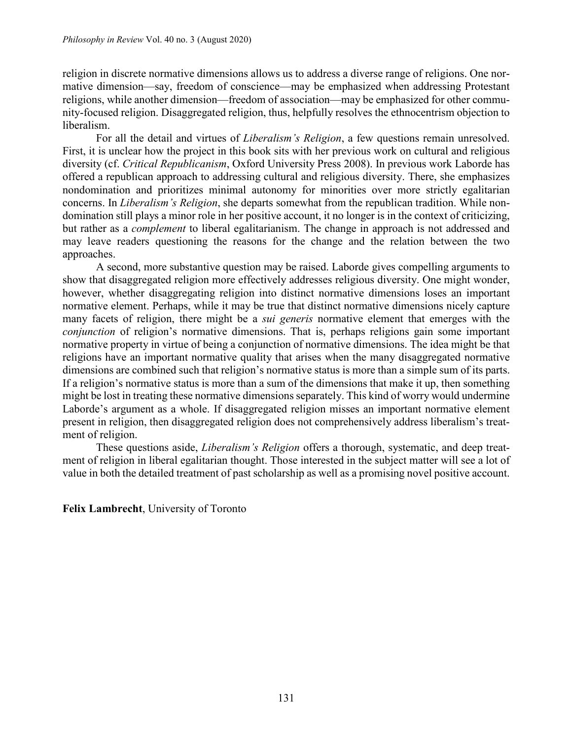religion in discrete normative dimensions allows us to address a diverse range of religions. One normative dimension—say, freedom of conscience—may be emphasized when addressing Protestant religions, while another dimension—freedom of association—may be emphasized for other community-focused religion. Disaggregated religion, thus, helpfully resolves the ethnocentrism objection to liberalism.

For all the detail and virtues of *Liberalism's Religion*, a few questions remain unresolved. First, it is unclear how the project in this book sits with her previous work on cultural and religious diversity (cf. *Critical Republicanism*, Oxford University Press 2008). In previous work Laborde has offered a republican approach to addressing cultural and religious diversity. There, she emphasizes nondomination and prioritizes minimal autonomy for minorities over more strictly egalitarian concerns. In *Liberalism's Religion*, she departs somewhat from the republican tradition. While nondomination still plays a minor role in her positive account, it no longer is in the context of criticizing, but rather as a *complement* to liberal egalitarianism. The change in approach is not addressed and may leave readers questioning the reasons for the change and the relation between the two approaches.

A second, more substantive question may be raised. Laborde gives compelling arguments to show that disaggregated religion more effectively addresses religious diversity. One might wonder, however, whether disaggregating religion into distinct normative dimensions loses an important normative element. Perhaps, while it may be true that distinct normative dimensions nicely capture many facets of religion, there might be a *sui generis* normative element that emerges with the *conjunction* of religion's normative dimensions. That is, perhaps religions gain some important normative property in virtue of being a conjunction of normative dimensions. The idea might be that religions have an important normative quality that arises when the many disaggregated normative dimensions are combined such that religion's normative status is more than a simple sum of its parts. If a religion's normative status is more than a sum of the dimensions that make it up, then something might be lost in treating these normative dimensions separately. This kind of worry would undermine Laborde's argument as a whole. If disaggregated religion misses an important normative element present in religion, then disaggregated religion does not comprehensively address liberalism's treatment of religion.

These questions aside, *Liberalism's Religion* offers a thorough, systematic, and deep treatment of religion in liberal egalitarian thought. Those interested in the subject matter will see a lot of value in both the detailed treatment of past scholarship as well as a promising novel positive account.

**Felix Lambrecht**, University of Toronto